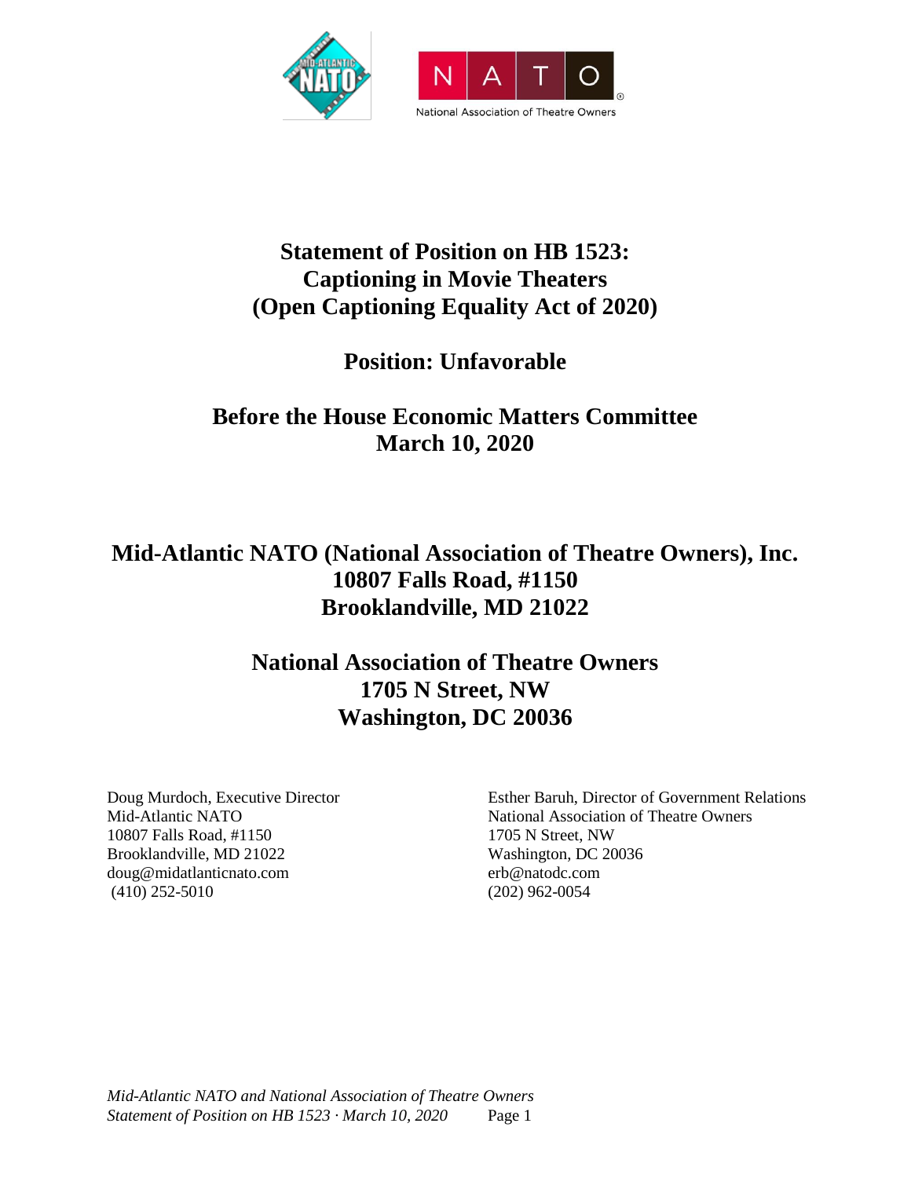# Statement of Position on HB 1523: Captioning in Movie Theaters (Open Captioning Equality Act of 2020)

## Position: Unfavorable

## Before the House Economic Matters Committee
## March 10, 2020

## Mid-Atlantic NATO (National Association of Theatre Owners), Inc.
## 10807 Falls Road, #1150
## Brooklandville, MD 21022

## National Association of Theatre Owners
## 1705 N Street, NW
## Washington, DC 20036

Doug Murdoch, Executive Director
Mid-Atlantic NATO
10807 Falls Road, #1150
Brooklandville, MD 21022
doug@midatlanticnato.com
(410) 252-5010

Esther Baruh, Director of Government Relations
National Association of Theatre Owners
1705 N Street, NW
Washington, DC 20036
erb@natodc.com
(202) 962-0054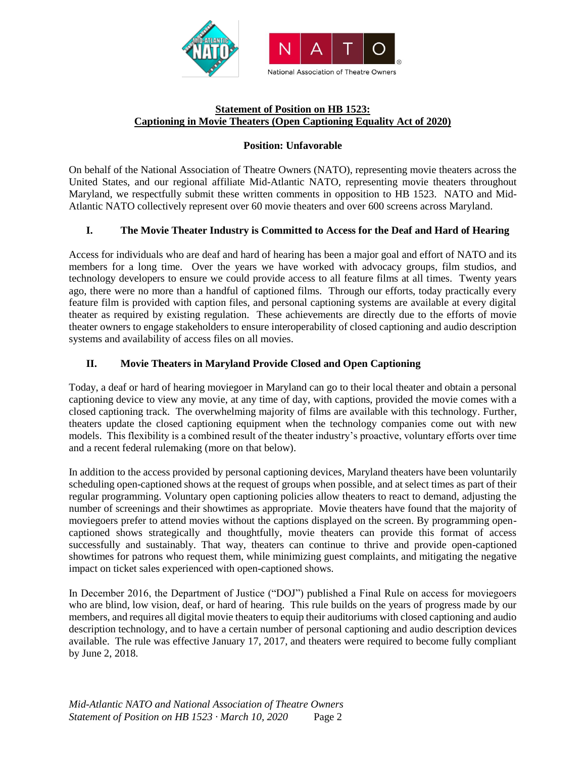**Statement of Position on HB 1523:**
**Captioning in Movie Theaters (Open Captioning Equality Act of 2020)**

**Position: Unfavorable**

On behalf of the National Association of Theatre Owners (NATO), representing movie theaters across the United States, and our regional affiliate Mid-Atlantic NATO, representing movie theaters throughout Maryland, we respectfully submit these written comments in opposition to HB 1523. NATO and Mid-Atlantic NATO collectively represent over 60 movie theaters and over 600 screens across Maryland.

## I. The Movie Theater Industry is Committed to Access for the Deaf and Hard of Hearing

Access for individuals who are deaf and hard of hearing has been a major goal and effort of NATO and its members for a long time. Over the years we have worked with advocacy groups, film studios, and technology developers to ensure we could provide access to all feature films at all times. Twenty years ago, there were no more than a handful of captioned films. Through our efforts, today practically every feature film is provided with caption files, and personal captioning systems are available at every digital theater as required by existing regulation. These achievements are directly due to the efforts of movie theater owners to engage stakeholders to ensure interoperability of closed captioning and audio description systems and availability of access files on all movies.

## II. Movie Theaters in Maryland Provide Closed and Open Captioning

Today, a deaf or hard of hearing moviegoer in Maryland can go to their local theater and obtain a personal captioning device to view any movie, at any time of day, with captions, provided the movie comes with a closed captioning track. The overwhelming majority of films are available with this technology. Further, theaters update the closed captioning equipment when the technology companies come out with new models. This flexibility is a combined result of the theater industry's proactive, voluntary efforts over time and a recent federal rulemaking (more on that below).

In addition to the access provided by personal captioning devices, Maryland theaters have been voluntarily scheduling open-captioned shows at the request of groups when possible, and at select times as part of their regular programming. Voluntary open captioning policies allow theaters to react to demand, adjusting the number of screenings and their showtimes as appropriate. Movie theaters have found that the majority of moviegoers prefer to attend movies without the captions displayed on the screen. By programming open-captioned shows strategically and thoughtfully, movie theaters can provide this format of access successfully and sustainably. That way, theaters can continue to thrive and provide open-captioned showtimes for patrons who request them, while minimizing guest complaints, and mitigating the negative impact on ticket sales experienced with open-captioned shows.

In December 2016, the Department of Justice ("DOJ") published a Final Rule on access for moviegoers who are blind, low vision, deaf, or hard of hearing. This rule builds on the years of progress made by our members, and requires all digital movie theaters to equip their auditoriums with closed captioning and audio description technology, and to have a certain number of personal captioning and audio description devices available. The rule was effective January 17, 2017, and theaters were required to become fully compliant by June 2, 2018.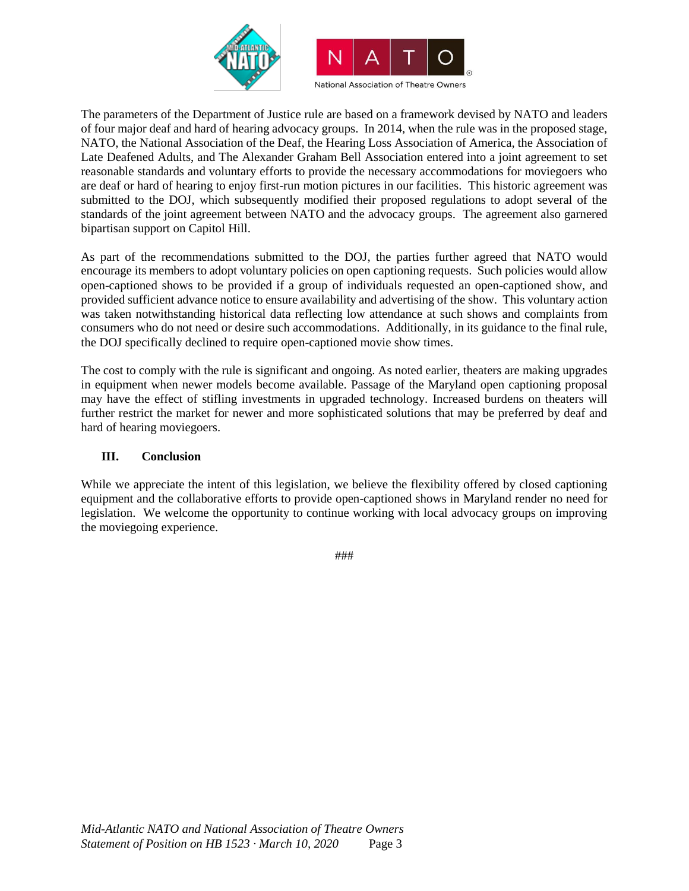The parameters of the Department of Justice rule are based on a framework devised by NATO and leaders of four major deaf and hard of hearing advocacy groups. In 2014, when the rule was in the proposed stage, NATO, the National Association of the Deaf, the Hearing Loss Association of America, the Association of Late Deafened Adults, and The Alexander Graham Bell Association entered into a joint agreement to set reasonable standards and voluntary efforts to provide the necessary accommodations for moviegoers who are deaf or hard of hearing to enjoy first-run motion pictures in our facilities. This historic agreement was submitted to the DOJ, which subsequently modified their proposed regulations to adopt several of the standards of the joint agreement between NATO and the advocacy groups. The agreement also garnered bipartisan support on Capitol Hill.

As part of the recommendations submitted to the DOJ, the parties further agreed that NATO would encourage its members to adopt voluntary policies on open captioning requests. Such policies would allow open-captioned shows to be provided if a group of individuals requested an open-captioned show, and provided sufficient advance notice to ensure availability and advertising of the show. This voluntary action was taken notwithstanding historical data reflecting low attendance at such shows and complaints from consumers who do not need or desire such accommodations. Additionally, in its guidance to the final rule, the DOJ specifically declined to require open-captioned movie show times.

The cost to comply with the rule is significant and ongoing. As noted earlier, theaters are making upgrades in equipment when newer models become available. Passage of the Maryland open captioning proposal may have the effect of stifling investments in upgraded technology. Increased burdens on theaters will further restrict the market for newer and more sophisticated solutions that may be preferred by deaf and hard of hearing moviegoers.

## III. Conclusion

While we appreciate the intent of this legislation, we believe the flexibility offered by closed captioning equipment and the collaborative efforts to provide open-captioned shows in Maryland render no need for legislation. We welcome the opportunity to continue working with local advocacy groups on improving the moviegoing experience.

###